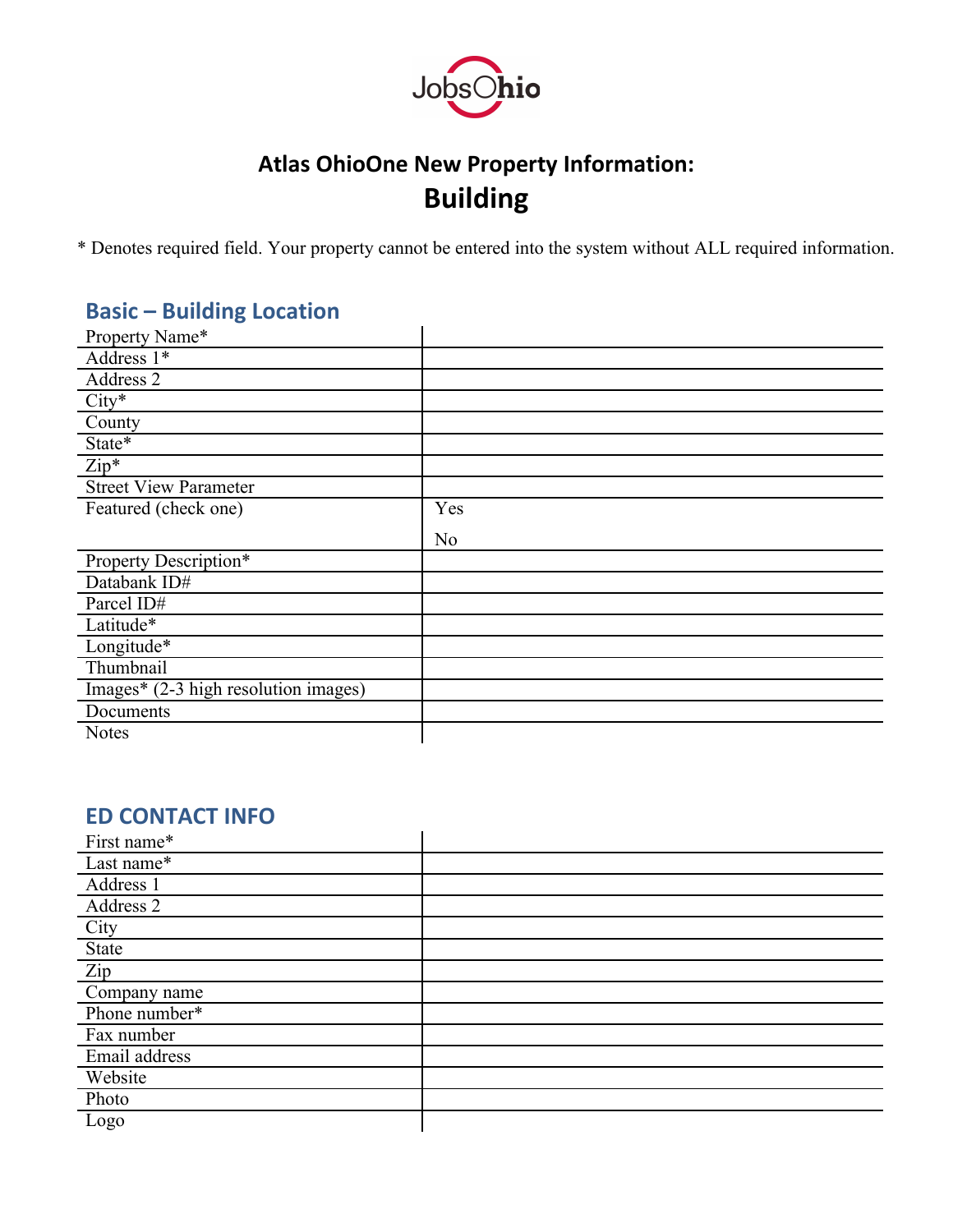JobsOhio

# Atlas OhioOne New Property Information:

# Building

* Denotes required field. Your property cannot be entered into the system without ALL required information.

## Basic – Building Location

| | |
|---|---|
| Property Name* | |
| Address 1* | |
| Address 2 | |
| City* | |
| County | |
| State* | |
| Zip* | |
| Street View Parameter | |
| Featured (check one) | Yes<br>No |
| Property Description* | |
| Databank ID# | |
| Parcel ID# | |
| Latitude* | |
| Longitude* | |
| Thumbnail | |
| Images* (2-3 high resolution images) | |
| Documents | |
| Notes | |

## ED CONTACT INFO

| | |
|---|---|
| First name* | |
| Last name* | |
| Address 1 | |
| Address 2 | |
| City | |
| State | |
| Zip | |
| Company name | |
| Phone number* | |
| Fax number | |
| Email address | |
| Website | |
| Photo | |
| Logo | |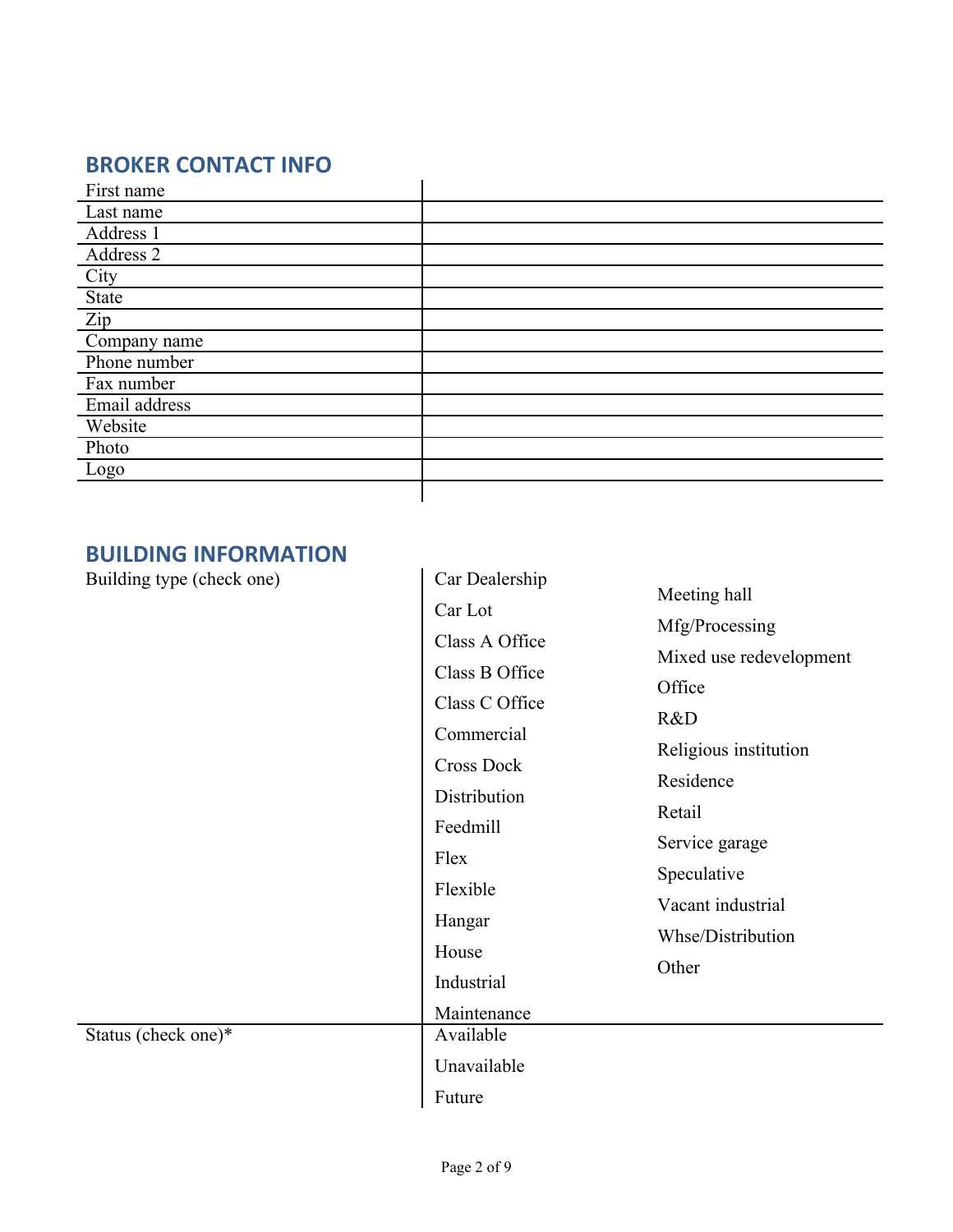## BROKER CONTACT INFO

| | |
|---|---|
| First name | |
| Last name | |
| Address 1 | |
| Address 2 | |
| City | |
| State | |
| Zip | |
| Company name | |
| Phone number | |
| Fax number | |
| Email address | |
| Website | |
| Photo | |
| Logo | |
| | |

## BUILDING INFORMATION

| | | |
|---|---|---|
| Building type (check one) | Car Dealership<br>Car Lot<br>Class A Office<br>Class B Office<br>Class C Office<br>Commercial<br>Cross Dock<br>Distribution<br>Feedmill<br>Flex<br>Flexible<br>Hangar<br>House<br>Industrial<br>Maintenance | Meeting hall<br>Mfg/Processing<br>Mixed use redevelopment<br>Office<br>R&D<br>Religious institution<br>Residence<br>Retail<br>Service garage<br>Speculative<br>Vacant industrial<br>Whse/Distribution<br>Other |
| Status (check one)* | Available<br>Unavailable<br>Future | |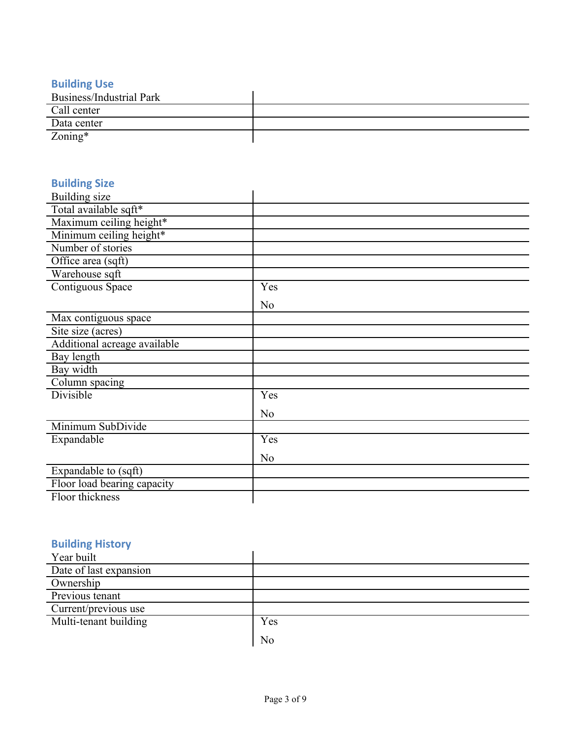## Building Use

| | |
|---|---|
| Business/Industrial Park | |
| Call center | |
| Data center | |
| Zoning* | |

## Building Size

| | |
|---|---|
| Building size | |
| Total available sqft* | |
| Maximum ceiling height* | |
| Minimum ceiling height* | |
| Number of stories | |
| Office area (sqft) | |
| Warehouse sqft | |
| Contiguous Space | Yes<br>No |
| Max contiguous space | |
| Site size (acres) | |
| Additional acreage available | |
| Bay length | |
| Bay width | |
| Column spacing | |
| Divisible | Yes<br>No |
| Minimum SubDivide | |
| Expandable | Yes<br>No |
| Expandable to (sqft) | |
| Floor load bearing capacity | |
| Floor thickness | |

## Building History

| | |
|---|---|
| Year built | |
| Date of last expansion | |
| Ownership | |
| Previous tenant | |
| Current/previous use | |
| Multi-tenant building | Yes<br>No |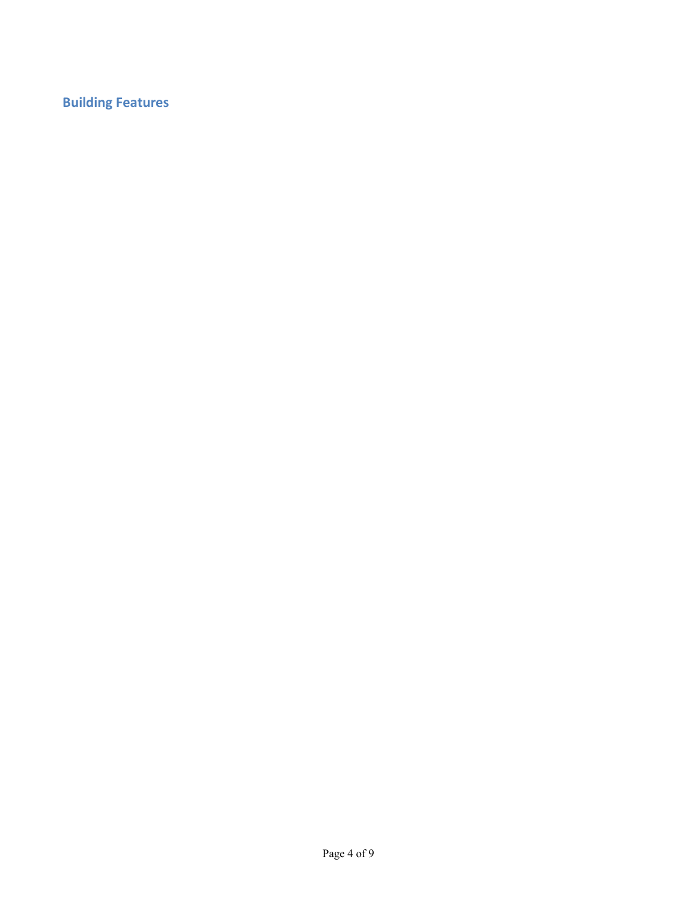## Building Features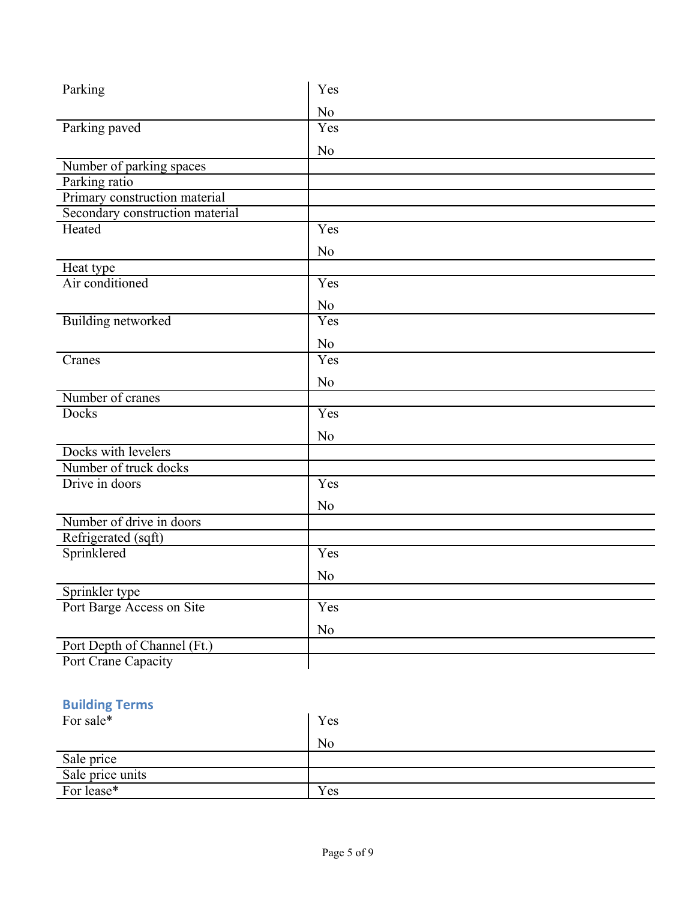| | |
|---|---|
| Parking | Yes<br>No |
| Parking paved | Yes<br>No |
| Number of parking spaces | |
| Parking ratio | |
| Primary construction material | |
| Secondary construction material | |
| Heated | Yes<br>No |
| Heat type | |
| Air conditioned | Yes<br>No |
| Building networked | Yes<br>No |
| Cranes | Yes<br>No |
| Number of cranes | |
| Docks | Yes<br>No |
| Docks with levelers | |
| Number of truck docks | |
| Drive in doors | Yes<br>No |
| Number of drive in doors | |
| Refrigerated (sqft) | |
| Sprinklered | Yes<br>No |
| Sprinkler type | |
| Port Barge Access on Site | Yes<br>No |
| Port Depth of Channel (Ft.) | |
| Port Crane Capacity | |

## Building Terms

| | |
|---|---|
| For sale* | Yes<br>No |
| Sale price | |
| Sale price units | |
| For lease* | Yes |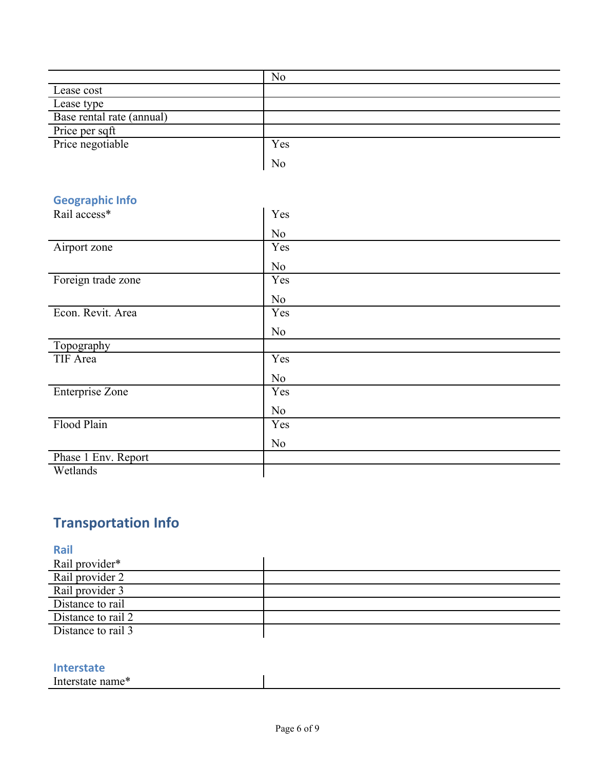| | |
|---|---|
| | No |
| Lease cost | |
| Lease type | |
| Base rental rate (annual) | |
| Price per sqft | |
| Price negotiable | Yes<br>No |

### Geographic Info

| | |
|---|---|
| Rail access* | Yes<br>No |
| Airport zone | Yes<br>No |
| Foreign trade zone | Yes<br>No |
| Econ. Revit. Area | Yes<br>No |
| Topography | |
| TIF Area | Yes<br>No |
| Enterprise Zone | Yes<br>No |
| Flood Plain | Yes<br>No |
| Phase 1 Env. Report | |
| Wetlands | |

## Transportation Info

### Rail

| | |
|---|---|
| Rail provider* | |
| Rail provider 2 | |
| Rail provider 3 | |
| Distance to rail | |
| Distance to rail 2 | |
| Distance to rail 3 | |

### Interstate

| | |
|---|---|
| Interstate name* | |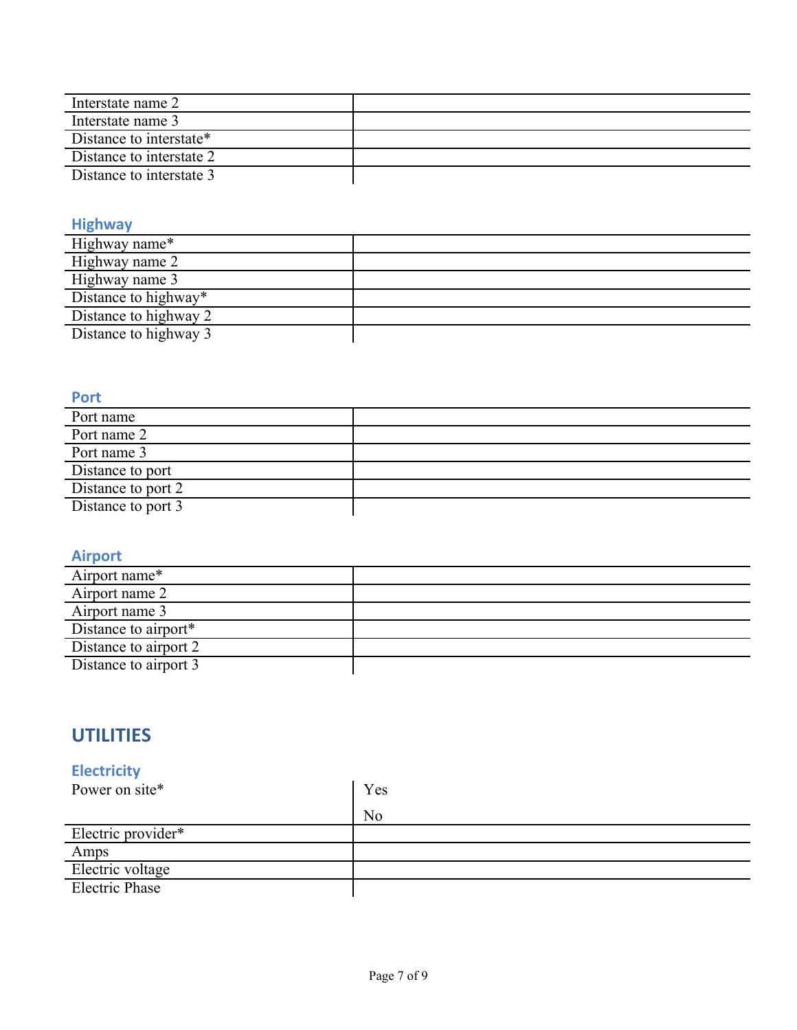| | |
|---|---|
| Interstate name 2 | |
| Interstate name 3 | |
| Distance to interstate* | |
| Distance to interstate 2 | |
| Distance to interstate 3 | |

### Highway

| | |
|---|---|
| Highway name* | |
| Highway name 2 | |
| Highway name 3 | |
| Distance to highway* | |
| Distance to highway 2 | |
| Distance to highway 3 | |

### Port

| | |
|---|---|
| Port name | |
| Port name 2 | |
| Port name 3 | |
| Distance to port | |
| Distance to port 2 | |
| Distance to port 3 | |

### Airport

| | |
|---|---|
| Airport name* | |
| Airport name 2 | |
| Airport name 3 | |
| Distance to airport* | |
| Distance to airport 2 | |
| Distance to airport 3 | |

## UTILITIES

### Electricity

| | |
|---|---|
| Power on site* | Yes<br>No |
| Electric provider* | |
| Amps | |
| Electric voltage | |
| Electric Phase | |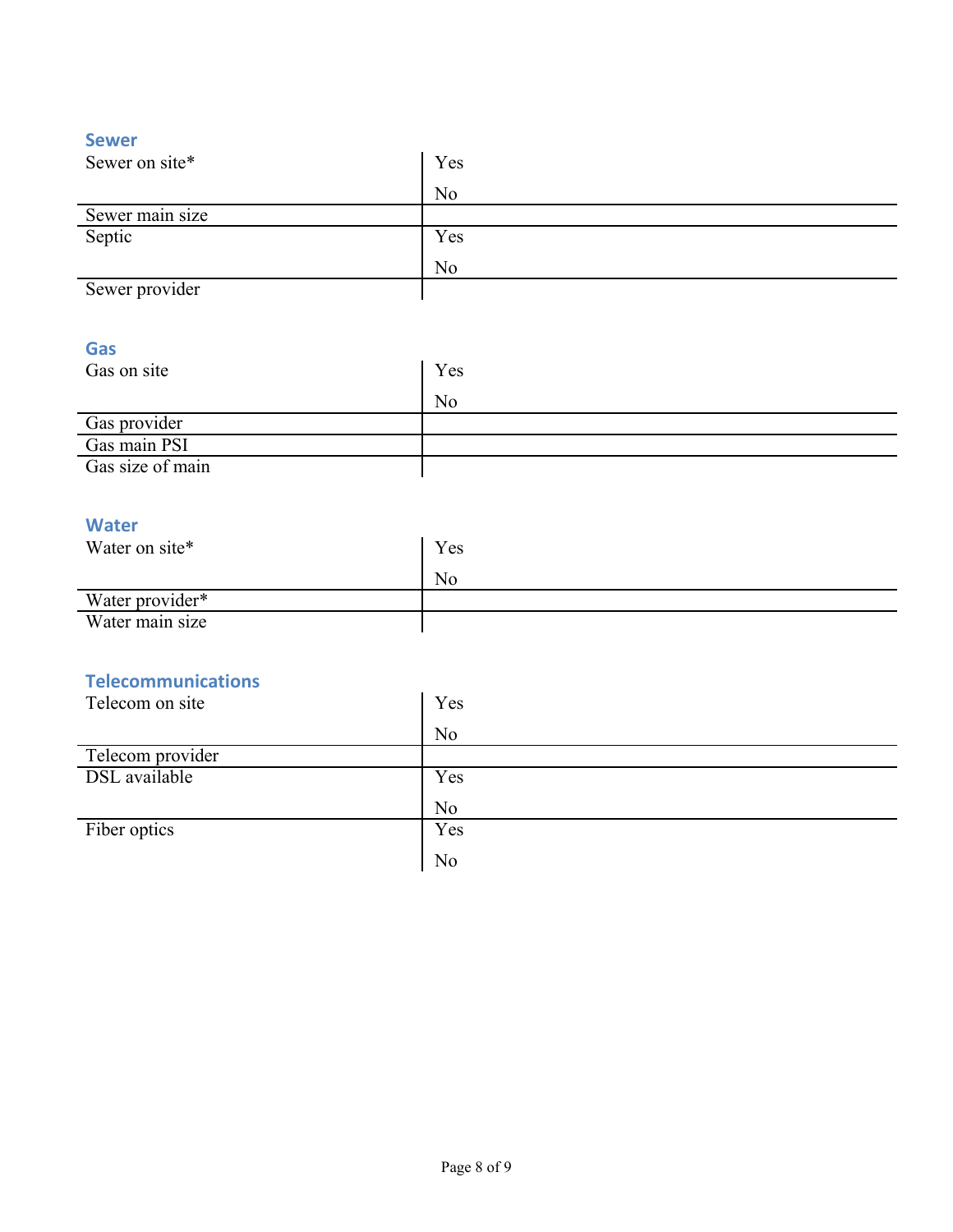### Sewer

| | |
|---|---|
| Sewer on site* | Yes<br>No |
| Sewer main size | |
| Septic | Yes<br>No |
| Sewer provider | |

### Gas

| | |
|---|---|
| Gas on site | Yes<br>No |
| Gas provider | |
| Gas main PSI | |
| Gas size of main | |

### Water

| | |
|---|---|
| Water on site* | Yes<br>No |
| Water provider* | |
| Water main size | |

### Telecommunications

| | |
|---|---|
| Telecom on site | Yes<br>No |
| Telecom provider | |
| DSL available | Yes<br>No |
| Fiber optics | Yes<br>No |